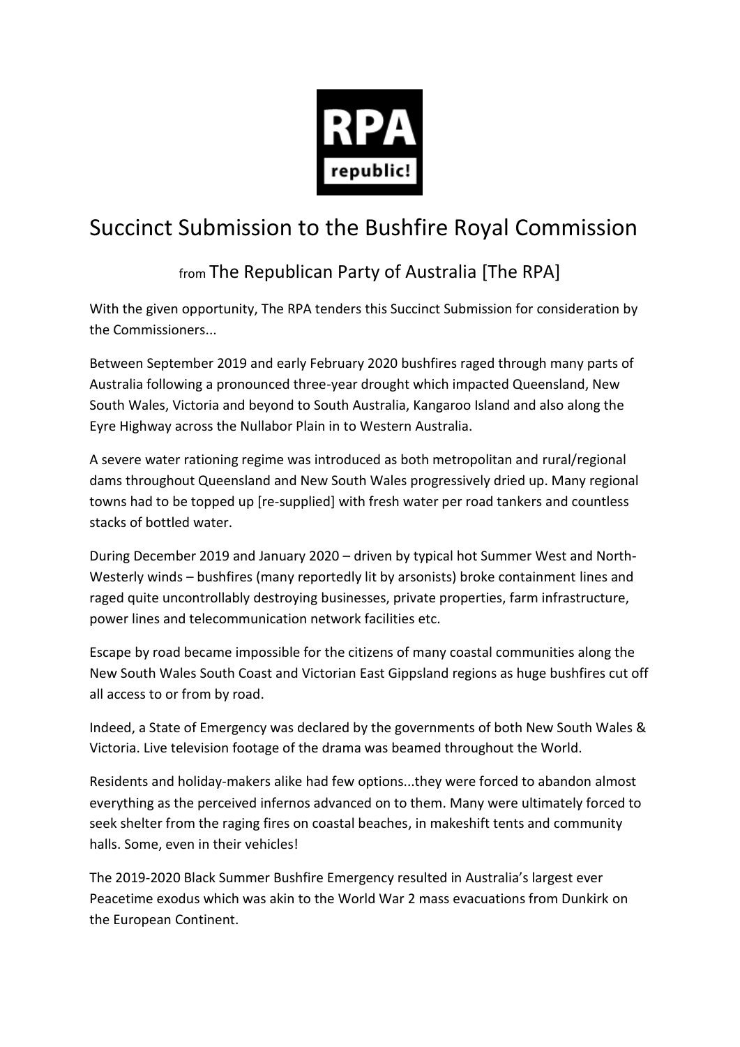RPA

republic!

# Succinct Submission to the Bushfire Royal Commission

## from The Republican Party of Australia [The RPA]

With the given opportunity, The RPA tenders this Succinct Submission for consideration by the Commissioners...

Between September 2019 and early February 2020 bushfires raged through many parts of Australia following a pronounced three-year drought which impacted Queensland, New South Wales, Victoria and beyond to South Australia, Kangaroo Island and also along the Eyre Highway across the Nullabor Plain in to Western Australia.

A severe water rationing regime was introduced as both metropolitan and rural/regional dams throughout Queensland and New South Wales progressively dried up. Many regional towns had to be topped up [re-supplied] with fresh water per road tankers and countless stacks of bottled water.

During December 2019 and January 2020 – driven by typical hot Summer West and North-Westerly winds – bushfires (many reportedly lit by arsonists) broke containment lines and raged quite uncontrollably destroying businesses, private properties, farm infrastructure, power lines and telecommunication network facilities etc.

Escape by road became impossible for the citizens of many coastal communities along the New South Wales South Coast and Victorian East Gippsland regions as huge bushfires cut off all access to or from by road.

Indeed, a State of Emergency was declared by the governments of both New South Wales & Victoria. Live television footage of the drama was beamed throughout the World.

Residents and holiday-makers alike had few options...they were forced to abandon almost everything as the perceived infernos advanced on to them. Many were ultimately forced to seek shelter from the raging fires on coastal beaches, in makeshift tents and community halls. Some, even in their vehicles!

The 2019-2020 Black Summer Bushfire Emergency resulted in Australia's largest ever Peacetime exodus which was akin to the World War 2 mass evacuations from Dunkirk on the European Continent.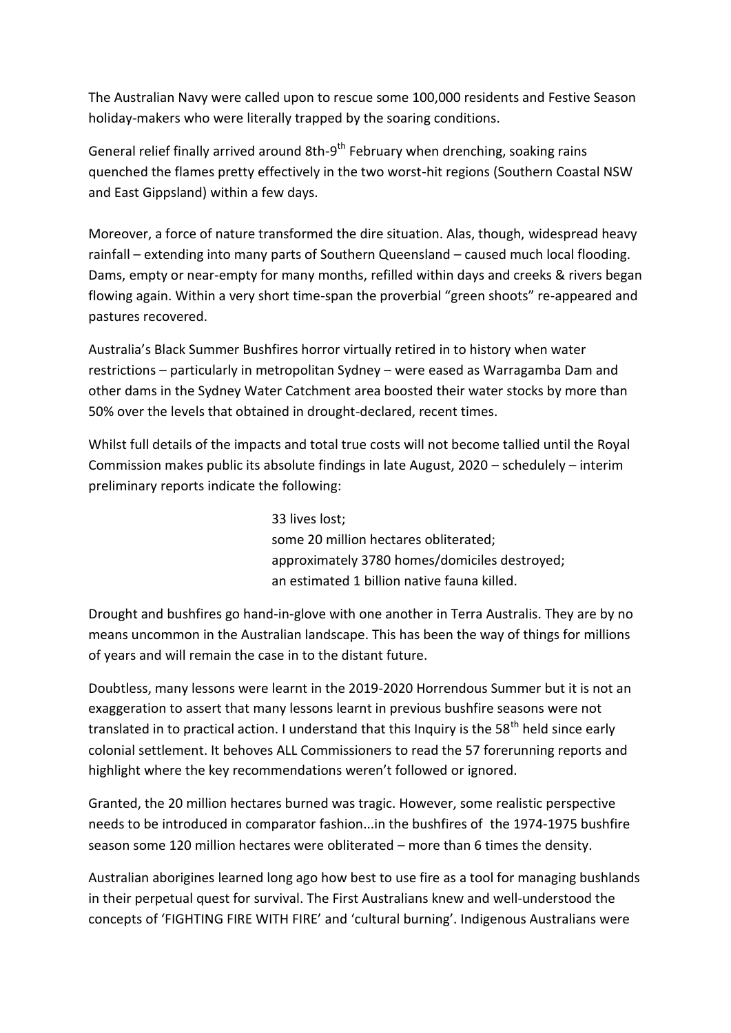The Australian Navy were called upon to rescue some 100,000 residents and Festive Season holiday-makers who were literally trapped by the soaring conditions.

General relief finally arrived around 8th-9th February when drenching, soaking rains quenched the flames pretty effectively in the two worst-hit regions (Southern Coastal NSW and East Gippsland) within a few days.

Moreover, a force of nature transformed the dire situation. Alas, though, widespread heavy rainfall – extending into many parts of Southern Queensland – caused much local flooding. Dams, empty or near-empty for many months, refilled within days and creeks & rivers began flowing again. Within a very short time-span the proverbial "green shoots" re-appeared and pastures recovered.

Australia's Black Summer Bushfires horror virtually retired in to history when water restrictions – particularly in metropolitan Sydney – were eased as Warragamba Dam and other dams in the Sydney Water Catchment area boosted their water stocks by more than 50% over the levels that obtained in drought-declared, recent times.

Whilst full details of the impacts and total true costs will not become tallied until the Royal Commission makes public its absolute findings in late August, 2020 – schedulely – interim preliminary reports indicate the following:

> 33 lives lost;
> some 20 million hectares obliterated;
> approximately 3780 homes/domiciles destroyed;
> an estimated 1 billion native fauna killed.

Drought and bushfires go hand-in-glove with one another in Terra Australis. They are by no means uncommon in the Australian landscape. This has been the way of things for millions of years and will remain the case in to the distant future.

Doubtless, many lessons were learnt in the 2019-2020 Horrendous Summer but it is not an exaggeration to assert that many lessons learnt in previous bushfire seasons were not translated in to practical action. I understand that this Inquiry is the 58th held since early colonial settlement. It behoves ALL Commissioners to read the 57 forerunning reports and highlight where the key recommendations weren't followed or ignored.

Granted, the 20 million hectares burned was tragic. However, some realistic perspective needs to be introduced in comparator fashion...in the bushfires of the 1974-1975 bushfire season some 120 million hectares were obliterated – more than 6 times the density.

Australian aborigines learned long ago how best to use fire as a tool for managing bushlands in their perpetual quest for survival. The First Australians knew and well-understood the concepts of 'FIGHTING FIRE WITH FIRE' and 'cultural burning'. Indigenous Australians were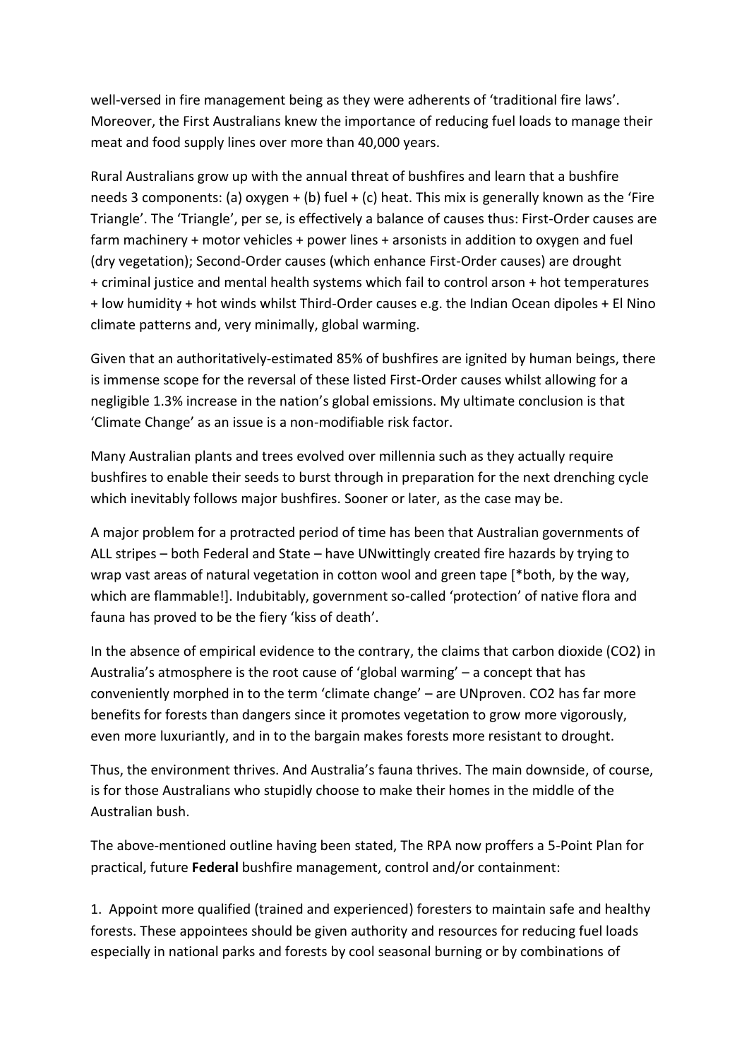well-versed in fire management being as they were adherents of 'traditional fire laws'. Moreover, the First Australians knew the importance of reducing fuel loads to manage their meat and food supply lines over more than 40,000 years.

Rural Australians grow up with the annual threat of bushfires and learn that a bushfire needs 3 components: (a) oxygen + (b) fuel + (c) heat. This mix is generally known as the 'Fire Triangle'. The 'Triangle', per se, is effectively a balance of causes thus: First-Order causes are farm machinery + motor vehicles + power lines + arsonists in addition to oxygen and fuel (dry vegetation); Second-Order causes (which enhance First-Order causes) are drought + criminal justice and mental health systems which fail to control arson + hot temperatures + low humidity + hot winds whilst Third-Order causes e.g. the Indian Ocean dipoles + El Nino climate patterns and, very minimally, global warming.

Given that an authoritatively-estimated 85% of bushfires are ignited by human beings, there is immense scope for the reversal of these listed First-Order causes whilst allowing for a negligible 1.3% increase in the nation's global emissions. My ultimate conclusion is that 'Climate Change' as an issue is a non-modifiable risk factor.

Many Australian plants and trees evolved over millennia such as they actually require bushfires to enable their seeds to burst through in preparation for the next drenching cycle which inevitably follows major bushfires. Sooner or later, as the case may be.

A major problem for a protracted period of time has been that Australian governments of ALL stripes – both Federal and State – have UNwittingly created fire hazards by trying to wrap vast areas of natural vegetation in cotton wool and green tape [*both, by the way, which are flammable!]. Indubitably, government so-called 'protection' of native flora and fauna has proved to be the fiery 'kiss of death'.

In the absence of empirical evidence to the contrary, the claims that carbon dioxide ($CO_2$) in Australia's atmosphere is the root cause of 'global warming' – a concept that has conveniently morphed in to the term 'climate change' – are UNproven. $CO_2$ has far more benefits for forests than dangers since it promotes vegetation to grow more vigorously, even more luxuriantly, and in to the bargain makes forests more resistant to drought.

Thus, the environment thrives. And Australia's fauna thrives. The main downside, of course, is for those Australians who stupidly choose to make their homes in the middle of the Australian bush.

The above-mentioned outline having been stated, The RPA now proffers a 5-Point Plan for practical, future **Federal** bushfire management, control and/or containment:

1. Appoint more qualified (trained and experienced) foresters to maintain safe and healthy forests. These appointees should be given authority and resources for reducing fuel loads especially in national parks and forests by cool seasonal burning or by combinations of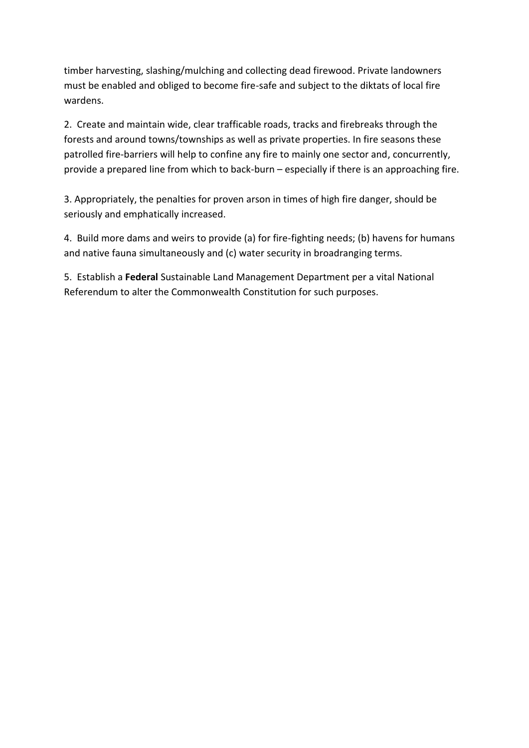timber harvesting, slashing/mulching and collecting dead firewood. Private landowners must be enabled and obliged to become fire-safe and subject to the diktats of local fire wardens.

2. Create and maintain wide, clear trafficable roads, tracks and firebreaks through the forests and around towns/townships as well as private properties. In fire seasons these patrolled fire-barriers will help to confine any fire to mainly one sector and, concurrently, provide a prepared line from which to back-burn – especially if there is an approaching fire.

3. Appropriately, the penalties for proven arson in times of high fire danger, should be seriously and emphatically increased.

4. Build more dams and weirs to provide (a) for fire-fighting needs; (b) havens for humans and native fauna simultaneously and (c) water security in broadranging terms.

5. Establish a **Federal** Sustainable Land Management Department per a vital National Referendum to alter the Commonwealth Constitution for such purposes.